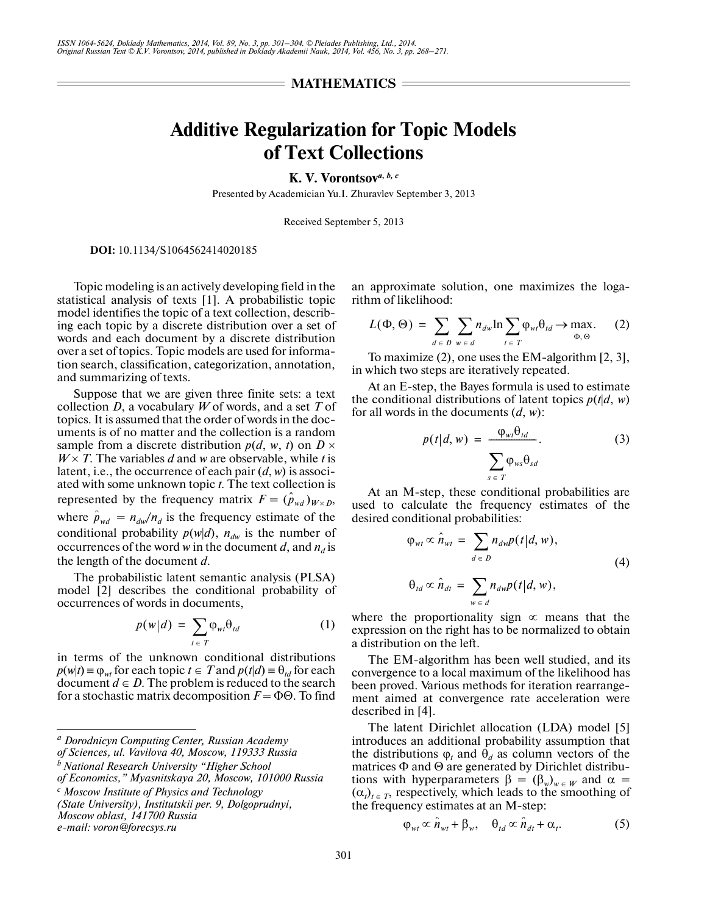## MATHEMATICS

# Additive Regularization for Topic Models of Text Collections

**K. V. Vorontsov**[a, b, c]

Presented by Academician Yu.I. Zhuravlev September 3, 2013

Received September 5, 2013

**DOI:** 10.1134/S1064562414020185

Topic modeling is an actively developing field in the statistical analysis of texts [1]. A probabilistic topic model identifies the topic of a text collection, describing each topic by a discrete distribution over a set of words and each document by a discrete distribution over a set of topics. Topic models are used for information search, classification, categorization, annotation, and summarizing of texts.

Suppose that we are given three finite sets: a text collection $D$, a vocabulary $W$ of words, and a set $T$ of topics. It is assumed that the order of words in the documents is of no matter and the collection is a random sample from a discrete distribution $p(d, w, t)$ on $D \times W \times T$. The variables $d$ and $w$ are observable, while $t$ is latent, i.e., the occurrence of each pair $(d, w)$ is associated with some unknown topic $t$. The text collection is represented by the frequency matrix $F = (\hat{p}_{wd})_{W \times D}$, where $\hat{p}_{wd} = n_{dw}/n_d$ is the frequency estimate of the conditional probability $p(w|d)$, $n_{dw}$ is the number of occurrences of the word $w$ in the document $d$, and $n_d$ is the length of the document $d$.

The probabilistic latent semantic analysis (PLSA) model [2] describes the conditional probability of occurrences of words in documents,

$$p(w|d) = \sum_{t \in T} \varphi_{wt} \theta_{td} \tag{1}$$

in terms of the unknown conditional distributions $p(w|t) \equiv \varphi_{wt}$ for each topic $t \in T$ and $p(t|d) \equiv \theta_{td}$ for each document $d \in D$. The problem is reduced to the search for a stochastic matrix decomposition $F = \Phi\Theta$. To find an approximate solution, one maximizes the logarithm of likelihood:

$$L(\Phi, \Theta) = \sum_{d \in D} \sum_{w \in d} n_{dw} \ln \sum_{t \in T} \varphi_{wt} \theta_{td} \to \max_{\Phi, \Theta}. \tag{2}$$

To maximize (2), one uses the EM-algorithm [2, 3], in which two steps are iteratively repeated.

At an E-step, the Bayes formula is used to estimate the conditional distributions of latent topics $p(t|d, w)$ for all words in the documents $(d, w)$:

$$p(t|d, w) = \frac{\varphi_{wt} \theta_{td}}{\sum_{s \in T} \varphi_{ws} \theta_{sd}}. \tag{3}$$

At an M-step, these conditional probabilities are used to calculate the frequency estimates of the desired conditional probabilities:

$$\varphi_{wt} \propto \hat{n}_{wt} = \sum_{d \in D} n_{dw} p(t|d, w),$$
$$\theta_{td} \propto \hat{n}_{dt} = \sum_{w \in d} n_{dw} p(t|d, w), \tag{4}$$

where the proportionality sign $\propto$ means that the expression on the right has to be normalized to obtain a distribution on the left.

The EM-algorithm has been well studied, and its convergence to a local maximum of the likelihood has been proved. Various methods for iteration rearrangement aimed at convergence rate acceleration were described in [4].

The latent Dirichlet allocation (LDA) model [5] introduces an additional probability assumption that the distributions $\varphi_t$ and $\theta_d$ as column vectors of the matrices $\Phi$ and $\Theta$ are generated by Dirichlet distributions with hyperparameters $\beta = (\beta_w)_{w \in W}$ and $\alpha = (\alpha_t)_{t \in T}$, respectively, which leads to the smoothing of the frequency estimates at an M-step:

$$\varphi_{wt} \propto \hat{n}_{wt} + \beta_w, \quad \theta_{td} \propto \hat{n}_{dt} + \alpha_t. \tag{5}$$

---

[a] *Dorodnicyn Computing Center, Russian Academy of Sciences, ul. Vavilova 40, Moscow, 119333 Russia*

[b] *National Research University "Higher School of Economics," Myasnitskaya 20, Moscow, 101000 Russia*

[c] *Moscow Institute of Physics and Technology (State University), Institutskii per. 9, Dolgoprudnyi, Moscow oblast, 141700 Russia*

*e-mail: voron@forecsys.ru*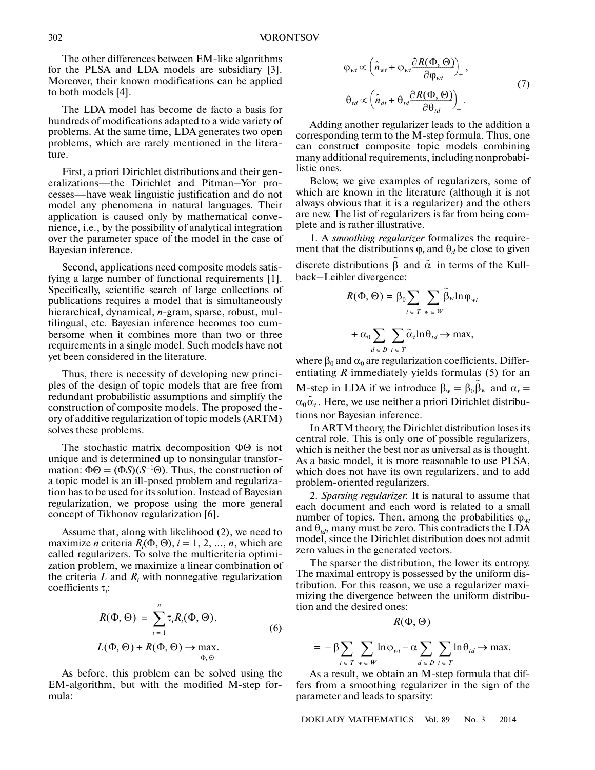The other differences between EM-like algorithms for the PLSA and LDA models are subsidiary [3]. Moreover, their known modifications can be applied to both models [4].

The LDA model has become de facto a basis for hundreds of modifications adapted to a wide variety of problems. At the same time, LDA generates two open problems, which are rarely mentioned in the literature.

First, a priori Dirichlet distributions and their generalizations—the Dirichlet and Pitman–Yor processes—have weak linguistic justification and do not model any phenomena in natural languages. Their application is caused only by mathematical convenience, i.e., by the possibility of analytical integration over the parameter space of the model in the case of Bayesian inference.

Second, applications need composite models satisfying a large number of functional requirements [1]. Specifically, scientific search of large collections of publications requires a model that is simultaneously hierarchical, dynamical, *n*-gram, sparse, robust, multilingual, etc. Bayesian inference becomes too cumbersome when it combines more than two or three requirements in a single model. Such models have not yet been considered in the literature.

Thus, there is necessity of developing new principles of the design of topic models that are free from redundant probabilistic assumptions and simplify the construction of composite models. The proposed theory of additive regularization of topic models (ARTM) solves these problems.

The stochastic matrix decomposition $\Phi\Theta$ is not unique and is determined up to nonsingular transformation: $\Phi\Theta = (\Phi S)(S^{-1}\Theta)$. Thus, the construction of a topic model is an ill-posed problem and regularization has to be used for its solution. Instead of Bayesian regularization, we propose using the more general concept of Tikhonov regularization [6].

Assume that, along with likelihood (2), we need to maximize *n* criteria $R_i(\Phi, \Theta)$, $i = 1, 2, \ldots, n$, which are called regularizers. To solve the multicriteria optimization problem, we maximize a linear combination of the criteria $L$ and $R_i$ with nonnegative regularization coefficients $\tau_i$:

$$R(\Phi, \Theta) = \sum_{i=1}^{n} \tau_i R_i(\Phi, \Theta),$$
$$L(\Phi, \Theta) + R(\Phi, \Theta) \to \max_{\Phi, \Theta}. \quad (6)$$

As before, this problem can be solved using the EM-algorithm, but with the modified M-step formula:

$$\varphi_{wt} \propto \left(\hat{n}_{wt} + \varphi_{wt}\frac{\partial R(\Phi, \Theta)}{\partial \varphi_{wt}}\right)_+,$$
$$\theta_{td} \propto \left(\hat{n}_{dt} + \theta_{td}\frac{\partial R(\Phi, \Theta)}{\partial \theta_{td}}\right)_+. \quad (7)$$

Adding another regularizer leads to the addition a corresponding term to the M-step formula. Thus, one can construct composite topic models combining many additional requirements, including nonprobabilistic ones.

Below, we give examples of regularizers, some of which are known in the literature (although it is not always obvious that it is a regularizer) and the others are new. The list of regularizers is far from being complete and is rather illustrative.

1. A *smoothing regularizer* formalizes the requirement that the distributions $\varphi_t$ and $\theta_d$ be close to given discrete distributions $\tilde{\beta}$ and $\tilde{\alpha}$ in terms of the Kullback–Leibler divergence:

$$R(\Phi, \Theta) = \beta_0 \sum_{t \in T} \sum_{w \in W} \tilde{\beta}_w \ln \varphi_{wt}$$
$$+ \alpha_0 \sum_{d \in D} \sum_{t \in T} \tilde{\alpha}_t \ln \theta_{td} \to \max,$$

where $\beta_0$ and $\alpha_0$ are regularization coefficients. Differentiating $R$ immediately yields formulas (5) for an M-step in LDA if we introduce $\beta_w = \beta_0 \tilde{\beta}_w$ and $\alpha_t = \alpha_0 \tilde{\alpha}_t$. Here, we use neither a priori Dirichlet distributions nor Bayesian inference.

In ARTM theory, the Dirichlet distribution loses its central role. This is only one of possible regularizers, which is neither the best nor as universal as is thought. As a basic model, it is more reasonable to use PLSA, which does not have its own regularizers, and to add problem-oriented regularizers.

2. *Sparsing regularizer.* It is natural to assume that each document and each word is related to a small number of topics. Then, among the probabilities $\varphi_{wt}$ and $\theta_{td}$, many must be zero. This contradicts the LDA model, since the Dirichlet distribution does not admit zero values in the generated vectors.

The sparser the distribution, the lower its entropy. The maximal entropy is possessed by the uniform distribution. For this reason, we use a regularizer maximizing the divergence between the uniform distribution and the desired ones:

$$R(\Phi, \Theta)$$
$$= -\beta \sum_{t \in T} \sum_{w \in W} \ln \varphi_{wt} - \alpha \sum_{d \in D} \sum_{t \in T} \ln \theta_{td} \to \max.$$

As a result, we obtain an M-step formula that differs from a smoothing regularizer in the sign of the parameter and leads to sparsity: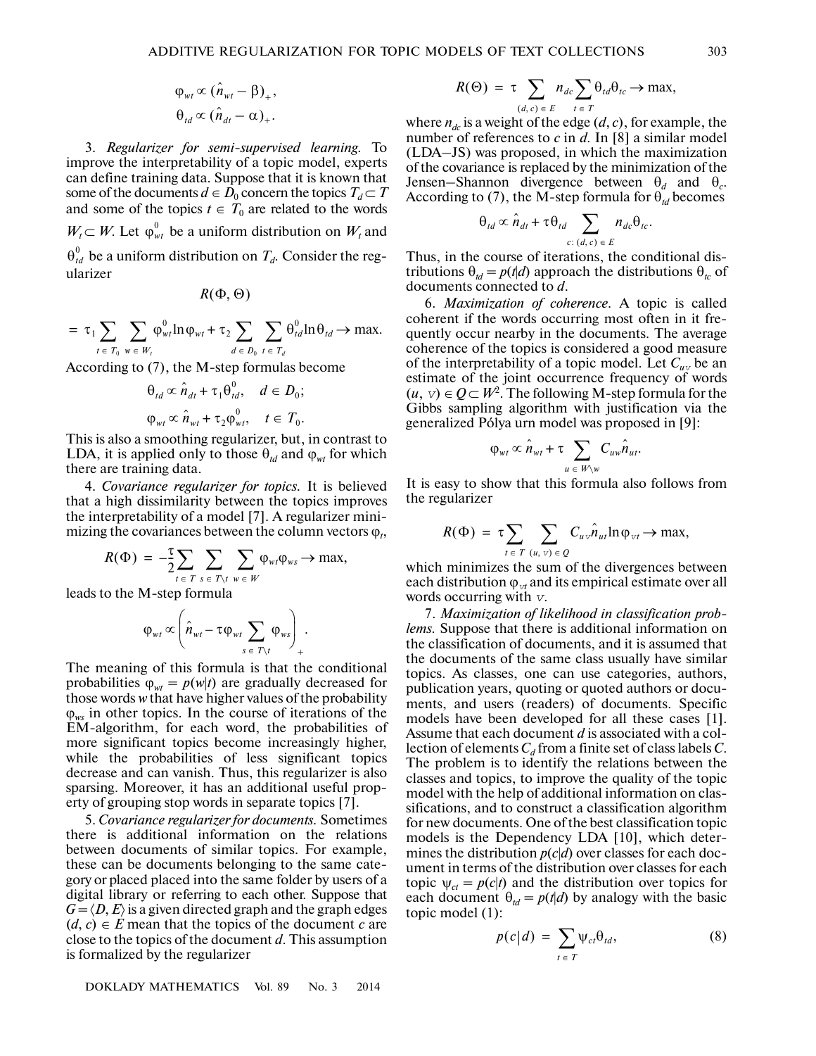$$\varphi_{wt} \propto (\hat{n}_{wt} - \beta)_+,$$
$$\theta_{td} \propto (\hat{n}_{dt} - \alpha)_+.$$

3. *Regularizer for semi-supervised learning.* To improve the interpretability of a topic model, experts can define training data. Suppose that it is known that some of the documents $d \in D_0$ concern the topics $T_d \subset T$ and some of the topics $t \in T_0$ are related to the words $W_t \subset W$. Let $\varphi^0_{wt}$ be a uniform distribution on $W_t$ and $\theta^0_{td}$ be a uniform distribution on $T_d$. Consider the regularizer

$$R(\Phi, \Theta)$$
$$= \tau_1 \sum_{t \in T_0} \sum_{w \in W_t} \varphi^0_{wt} \ln \varphi_{wt} + \tau_2 \sum_{d \in D_0} \sum_{t \in T_d} \theta^0_{td} \ln \theta_{td} \to \max.$$

According to (7), the M-step formulas become

$$\theta_{td} \propto \hat{n}_{dt} + \tau_1 \theta^0_{td}, \quad d \in D_0;$$
$$\varphi_{wt} \propto \hat{n}_{wt} + \tau_2 \varphi^0_{wt}, \quad t \in T_0.$$

This is also a smoothing regularizer, but, in contrast to LDA, it is applied only to those $\theta_{td}$ and $\varphi_{wt}$ for which there are training data.

4. *Covariance regularizer for topics.* It is believed that a high dissimilarity between the topics improves the interpretability of a model [7]. A regularizer minimizing the covariances between the column vectors $\varphi_t$,

$$R(\Phi) = -\frac{\tau}{2} \sum_{t \in T} \sum_{s \in T \setminus t} \sum_{w \in W} \varphi_{wt} \varphi_{ws} \to \max,$$

leads to the M-step formula

$$\varphi_{wt} \propto \left( \hat{n}_{wt} - \tau \varphi_{wt} \sum_{s \in T \setminus t} \varphi_{ws} \right)_+.$$

The meaning of this formula is that the conditional probabilities $\varphi_{wt} = p(w|t)$ are gradually decreased for those words $w$ that have higher values of the probability $\varphi_{ws}$ in other topics. In the course of iterations of the EM-algorithm, for each word, the probabilities of more significant topics become increasingly higher, while the probabilities of less significant topics decrease and can vanish. Thus, this regularizer is also sparsing. Moreover, it has an additional useful property of grouping stop words in separate topics [7].

5. *Covariance regularizer for documents.* Sometimes there is additional information on the relations between documents of similar topics. For example, these can be documents belonging to the same category or placed placed into the same folder by users of a digital library or referring to each other. Suppose that $G = \langle D, E \rangle$ is a given directed graph and the graph edges $(d, c) \in E$ mean that the topics of the document $c$ are close to the topics of the document $d$. This assumption is formalized by the regularizer

$$R(\Theta) = \tau \sum_{(d, c) \in E} n_{dc} \sum_{t \in T} \theta_{td} \theta_{tc} \to \max,$$

where $n_{dc}$ is a weight of the edge $(d, c)$, for example, the number of references to $c$ in $d$. In [8] a similar model (LDA–JS) was proposed, in which the maximization of the covariance is replaced by the minimization of the Jensen–Shannon divergence between $\theta_d$ and $\theta_c$. According to (7), the M-step formula for $\theta_{td}$ becomes

$$\theta_{td} \propto \hat{n}_{dt} + \tau \theta_{td} \sum_{c:\, (d, c) \in E} n_{dc} \theta_{tc}.$$

Thus, in the course of iterations, the conditional distributions $\theta_{td} = p(t|d)$ approach the distributions $\theta_{tc}$ of documents connected to $d$.

6. *Maximization of coherence.* A topic is called coherent if the words occurring most often in it frequently occur nearby in the documents. The average coherence of the topics is considered a good measure of the interpretability of a topic model. Let $C_{uv}$ be an estimate of the joint occurrence frequency of words $(u, v) \in Q \subset W^2$. The following M-step formula for the Gibbs sampling algorithm with justification via the generalized Pólya urn model was proposed in [9]:

$$\varphi_{wt} \propto \hat{n}_{wt} + \tau \sum_{u \in W \setminus w} C_{uw} \hat{n}_{ut}.$$

It is easy to show that this formula also follows from the regularizer

$$R(\Phi) = \tau \sum_{t \in T} \sum_{(u, v) \in Q} C_{uv} \hat{n}_{ut} \ln \varphi_{vt} \to \max,$$

which minimizes the sum of the divergences between each distribution $\varphi_{vt}$ and its empirical estimate over all words occurring with $v$.

7. *Maximization of likelihood in classification problems.* Suppose that there is additional information on the classification of documents, and it is assumed that the documents of the same class usually have similar topics. As classes, one can use categories, authors, publication years, quoting or quoted authors or documents, and users (readers) of documents. Specific models have been developed for all these cases [1]. Assume that each document $d$ is associated with a collection of elements $C_d$ from a finite set of class labels $C$. The problem is to identify the relations between the classes and topics, to improve the quality of the topic model with the help of additional information on classifications, and to construct a classification algorithm for new documents. One of the best classification topic models is the Dependency LDA [10], which determines the distribution $p(c|d)$ over classes for each document in terms of the distribution over classes for each topic $\psi_{ct} = p(c|t)$ and the distribution over topics for each document $\theta_{td} = p(t|d)$ by analogy with the basic topic model (1):

$$p(c|d) = \sum_{t \in T} \psi_{ct} \theta_{td}, \tag{8}$$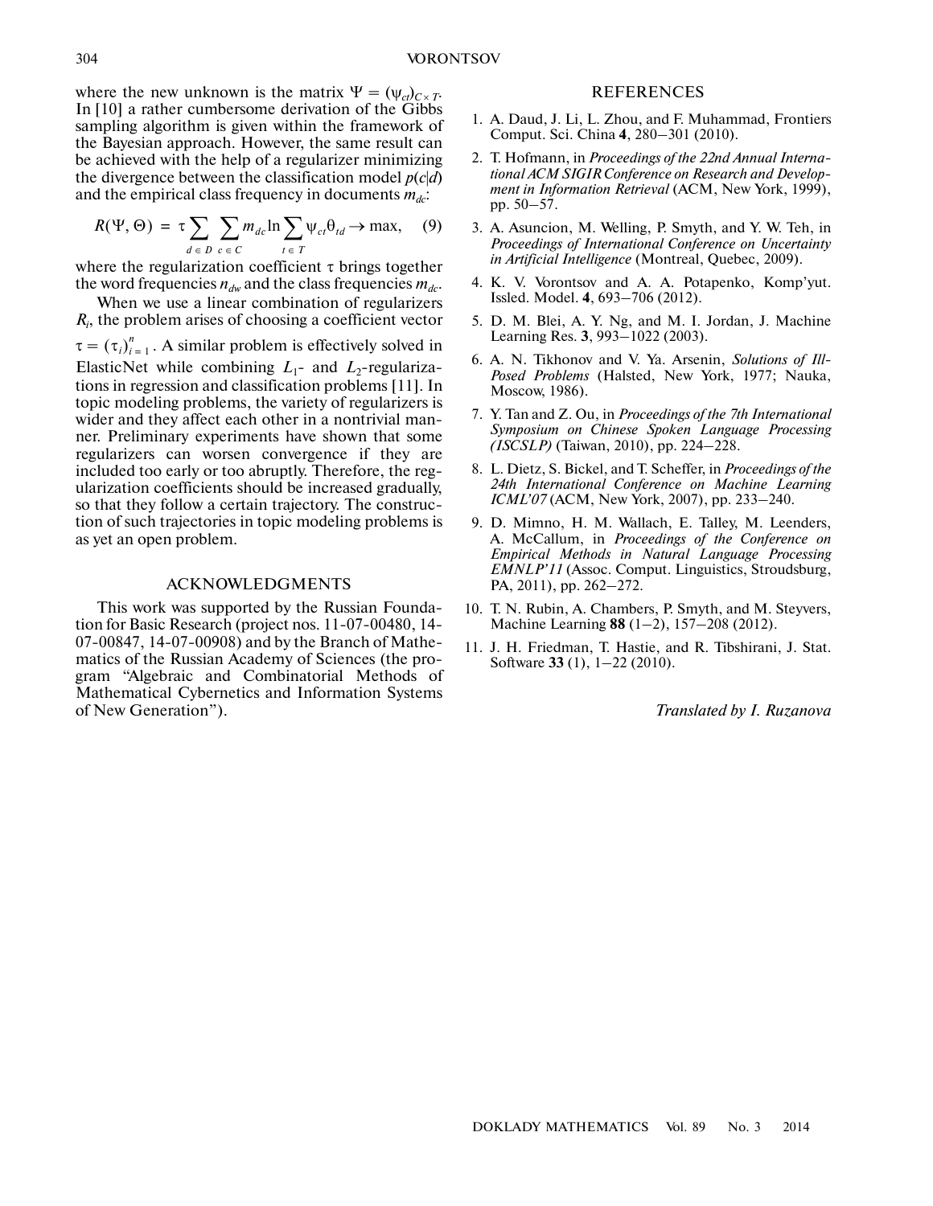where the new unknown is the matrix $\Psi = (\psi_{ct})_{C \times T}$. In [10] a rather cumbersome derivation of the Gibbs sampling algorithm is given within the framework of the Bayesian approach. However, the same result can be achieved with the help of a regularizer minimizing the divergence between the classification model $p(c|d)$ and the empirical class frequency in documents $m_{dc}$:

$$R(\Psi, \Theta) = \tau \sum_{d \in D} \sum_{c \in C} m_{dc} \ln \sum_{t \in T} \psi_{ct} \theta_{td} \to \max, \quad (9)$$

where the regularization coefficient $\tau$ brings together the word frequencies $n_{dw}$ and the class frequencies $m_{dc}$.

When we use a linear combination of regularizers $R_i$, the problem arises of choosing a coefficient vector $\tau = (\tau_i)_{i=1}^{n}$. A similar problem is effectively solved in ElasticNet while combining $L_1$- and $L_2$-regularizations in regression and classification problems [11]. In topic modeling problems, the variety of regularizers is wider and they affect each other in a nontrivial manner. Preliminary experiments have shown that some regularizers can worsen convergence if they are included too early or too abruptly. Therefore, the regularization coefficients should be increased gradually, so that they follow a certain trajectory. The construction of such trajectories in topic modeling problems is as yet an open problem.

## ACKNOWLEDGMENTS

This work was supported by the Russian Foundation for Basic Research (project nos. 11-07-00480, 14-07-00847, 14-07-00908) and by the Branch of Mathematics of the Russian Academy of Sciences (the program "Algebraic and Combinatorial Methods of Mathematical Cybernetics and Information Systems of New Generation").

## REFERENCES

1. A. Daud, J. Li, L. Zhou, and F. Muhammad, Frontiers Comput. Sci. China **4**, 280–301 (2010).
2. T. Hofmann, in *Proceedings of the 22nd Annual International ACM SIGIR Conference on Research and Development in Information Retrieval* (ACM, New York, 1999), pp. 50–57.
3. A. Asuncion, M. Welling, P. Smyth, and Y. W. Teh, in *Proceedings of International Conference on Uncertainty in Artificial Intelligence* (Montreal, Quebec, 2009).
4. K. V. Vorontsov and A. A. Potapenko, Komp'yut. Issled. Model. **4**, 693–706 (2012).
5. D. M. Blei, A. Y. Ng, and M. I. Jordan, J. Machine Learning Res. **3**, 993–1022 (2003).
6. A. N. Tikhonov and V. Ya. Arsenin, *Solutions of Ill-Posed Problems* (Halsted, New York, 1977; Nauka, Moscow, 1986).
7. Y. Tan and Z. Ou, in *Proceedings of the 7th International Symposium on Chinese Spoken Language Processing (ISCSLP)* (Taiwan, 2010), pp. 224–228.
8. L. Dietz, S. Bickel, and T. Scheffer, in *Proceedings of the 24th International Conference on Machine Learning ICML'07* (ACM, New York, 2007), pp. 233–240.
9. D. Mimno, H. M. Wallach, E. Talley, M. Leenders, A. McCallum, in *Proceedings of the Conference on Empirical Methods in Natural Language Processing EMNLP'11* (Assoc. Comput. Linguistics, Stroudsburg, PA, 2011), pp. 262–272.
10. T. N. Rubin, A. Chambers, P. Smyth, and M. Steyvers, Machine Learning **88** (1–2), 157–208 (2012).
11. J. H. Friedman, T. Hastie, and R. Tibshirani, J. Stat. Software **33** (1), 1–22 (2010).

*Translated by I. Ruzanova*